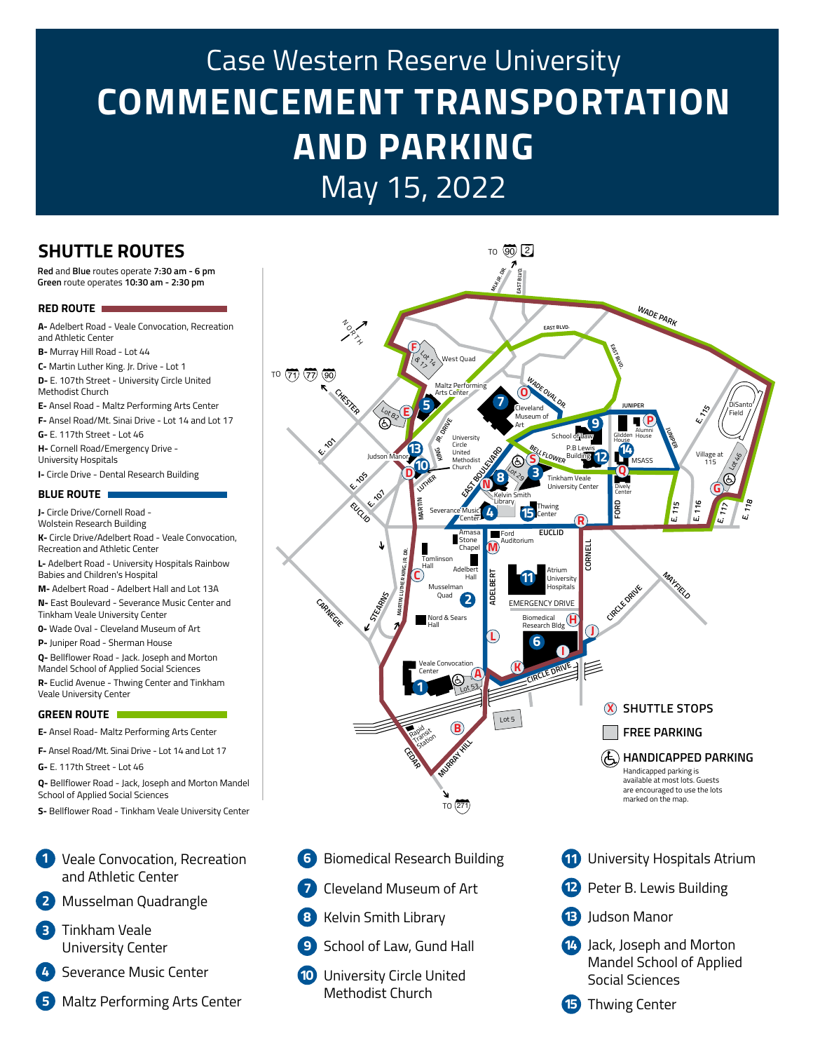# Case Western Reserve University

# COMMENCEMENT TRANSPORTATION AND PARKING

## May 15, 2022

## SHUTTLE ROUTES

**Red** and **Blue** routes operate **7:30 am - 6 pm**
**Green** route operates **10:30 am - 2:30 pm**

### RED ROUTE

**A-** Adelbert Road - Veale Convocation, Recreation and Athletic Center
**B-** Murray Hill Road - Lot 44
**C-** Martin Luther King. Jr. Drive - Lot 1
**D-** E. 107th Street - University Circle United Methodist Church
**E-** Ansel Road - Maltz Performing Arts Center
**F-** Ansel Road/Mt. Sinai Drive - Lot 14 and Lot 17
**G-** E. 117th Street - Lot 46
**H-** Cornell Road/Emergency Drive - University Hospitals
**I-** Circle Drive - Dental Research Building

### BLUE ROUTE

**J-** Circle Drive/Cornell Road - Wolstein Research Building
**K-** Circle Drive/Adelbert Road - Veale Convocation, Recreation and Athletic Center
**L-** Adelbert Road - University Hospitals Rainbow Babies and Children's Hospital
**M-** Adelbert Road - Adelbert Hall and Lot 13A
**N-** East Boulevard - Severance Music Center and Tinkham Veale University Center
**O-** Wade Oval - Cleveland Museum of Art
**P-** Juniper Road - Sherman House
**Q-** Bellflower Road - Jack, Joseph and Morton Mandel School of Applied Social Sciences
**R-** Euclid Avenue - Thwing Center and Tinkham Veale University Center

### GREEN ROUTE

**E-** Ansel Road- Maltz Performing Arts Center
**F-** Ansel Road/Mt. Sinai Drive - Lot 14 and Lot 17
**G-** E. 117th Street - Lot 46
**Q-** Bellflower Road - Jack, Joseph and Morton Mandel School of Applied Social Sciences
**S-** Bellflower Road - Tinkham Veale University Center

**SHUTTLE STOPS**

**FREE PARKING**

**HANDICAPPED PARKING**
Handicapped parking is available at most lots. Guests are encouraged to use the lots marked on the map.

1. Veale Convocation, Recreation and Athletic Center
2. Musselman Quadrangle
3. Tinkham Veale University Center
4. Severance Music Center
5. Maltz Performing Arts Center
6. Biomedical Research Building
7. Cleveland Museum of Art
8. Kelvin Smith Library
9. School of Law, Gund Hall
10. University Circle United Methodist Church
11. University Hospitals Atrium
12. Peter B. Lewis Building
13. Judson Manor
14. Jack, Joseph and Morton Mandel School of Applied Social Sciences
15. Thwing Center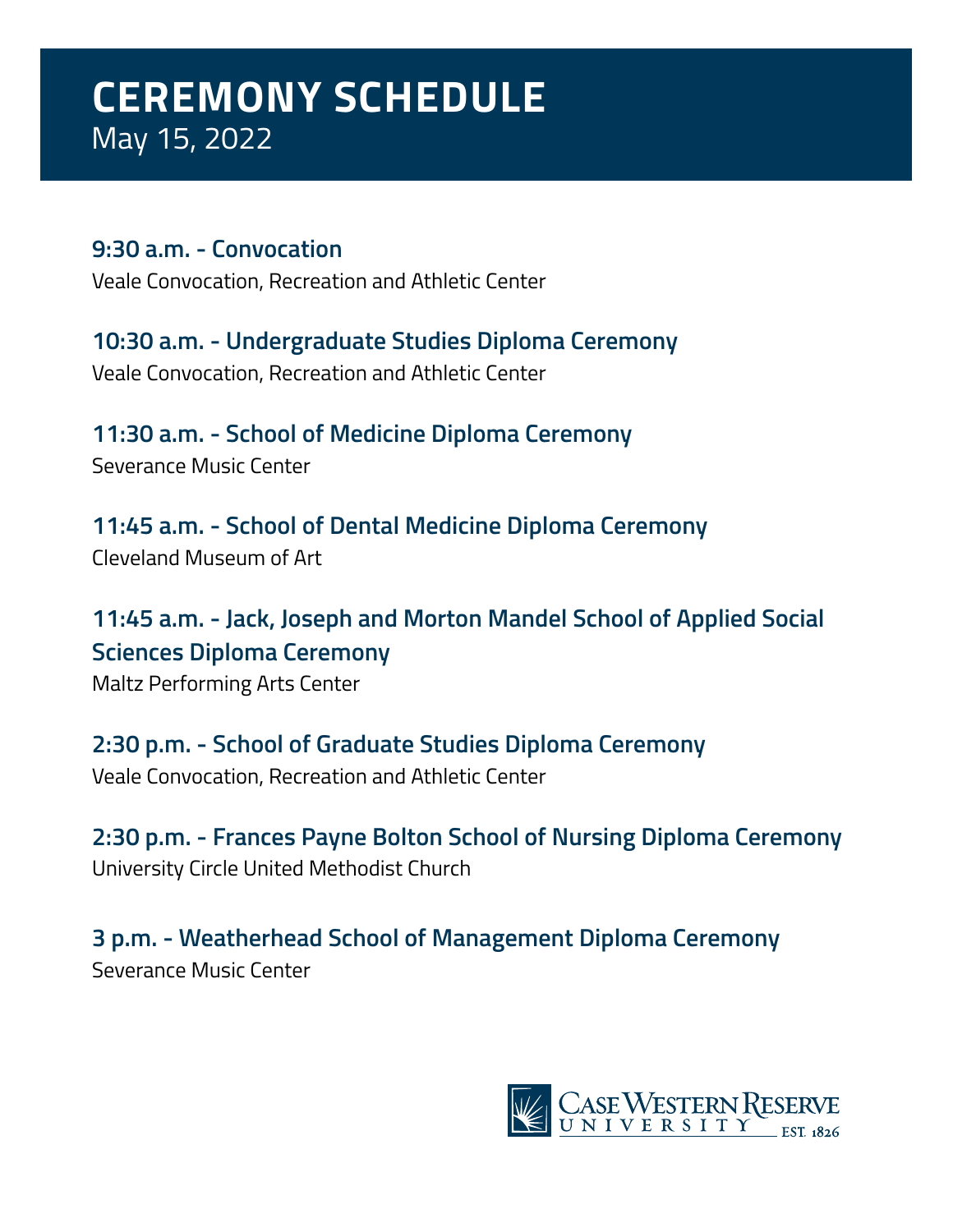# CEREMONY SCHEDULE

May 15, 2022

**9:30 a.m. - Convocation**
Veale Convocation, Recreation and Athletic Center

**10:30 a.m. - Undergraduate Studies Diploma Ceremony**
Veale Convocation, Recreation and Athletic Center

**11:30 a.m. - School of Medicine Diploma Ceremony**
Severance Music Center

**11:45 a.m. - School of Dental Medicine Diploma Ceremony**
Cleveland Museum of Art

**11:45 a.m. - Jack, Joseph and Morton Mandel School of Applied Social Sciences Diploma Ceremony**
Maltz Performing Arts Center

**2:30 p.m. - School of Graduate Studies Diploma Ceremony**
Veale Convocation, Recreation and Athletic Center

**2:30 p.m. - Frances Payne Bolton School of Nursing Diploma Ceremony**
University Circle United Methodist Church

**3 p.m. - Weatherhead School of Management Diploma Ceremony**
Severance Music Center

CASE WESTERN RESERVE UNIVERSITY EST. 1826